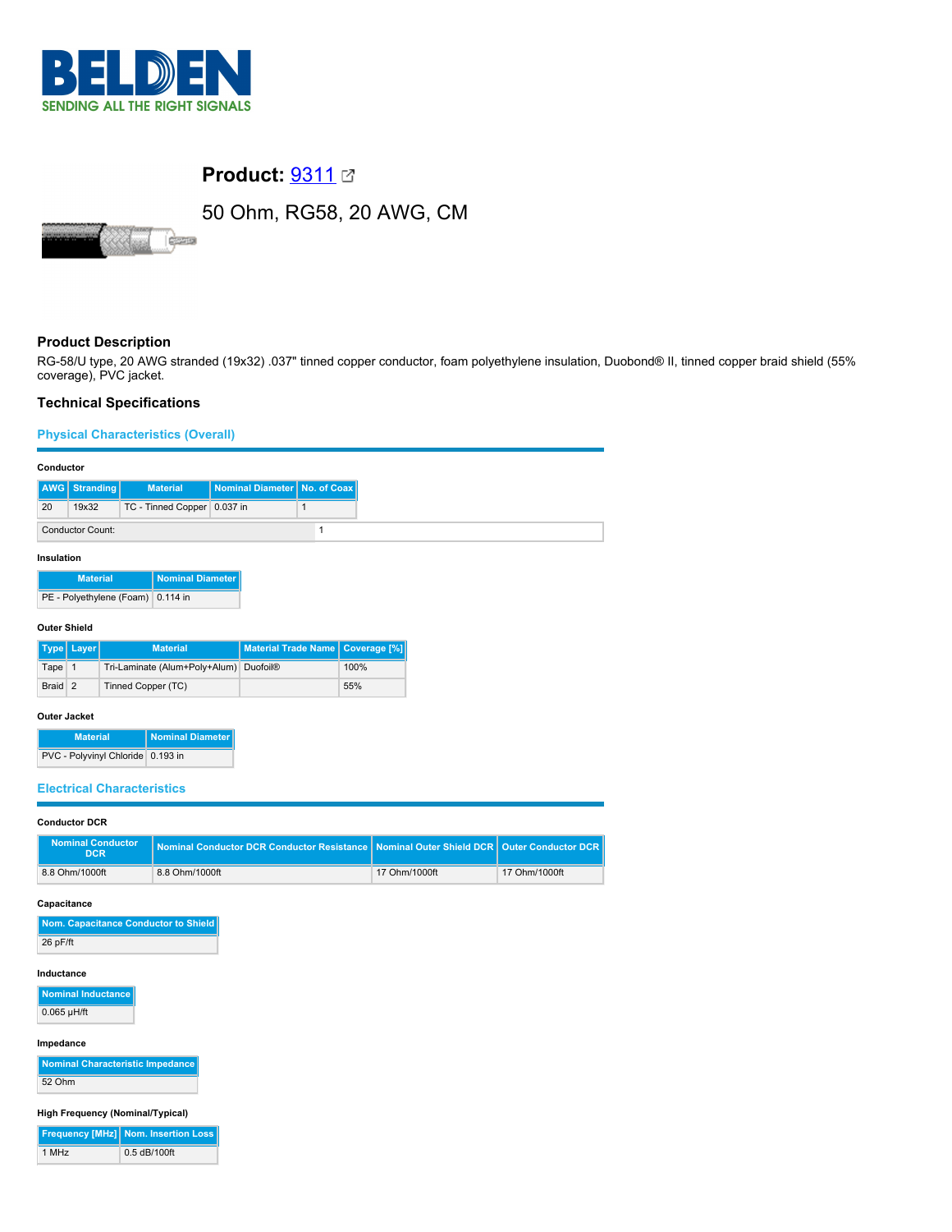# Product: 9311

50 Ohm, RG58, 20 AWG, CM

## Product Description

RG-58/U type, 20 AWG stranded (19x32) .037" tinned copper conductor, foam polyethylene insulation, Duobond® II, tinned copper braid shield (55% coverage), PVC jacket.

## Technical Specifications

### Physical Characteristics (Overall)

**Conductor**

| AWG | Stranding | Material | Nominal Diameter | No. of Coax |
|---|---|---|---|---|
| 20 | 19x32 | TC - Tinned Copper | 0.037 in | 1 |

| Conductor Count: | 1 |
|---|---|

**Insulation**

| Material | Nominal Diameter |
|---|---|
| PE - Polyethylene (Foam) | 0.114 in |

**Outer Shield**

| Type | Layer | Material | Material Trade Name | Coverage [%] |
|---|---|---|---|---|
| Tape | 1 | Tri-Laminate (Alum+Poly+Alum) | Duofoil® | 100% |
| Braid | 2 | Tinned Copper (TC) | | 55% |

**Outer Jacket**

| Material | Nominal Diameter |
|---|---|
| PVC - Polyvinyl Chloride | 0.193 in |

### Electrical Characteristics

**Conductor DCR**

| Nominal Conductor DCR | Nominal Conductor DCR Conductor Resistance | Nominal Outer Shield DCR | Outer Conductor DCR |
|---|---|---|---|
| 8.8 Ohm/1000ft | 8.8 Ohm/1000ft | 17 Ohm/1000ft | 17 Ohm/1000ft |

**Capacitance**

| Nom. Capacitance Conductor to Shield |
|---|
| 26 pF/ft |

**Inductance**

| Nominal Inductance |
|---|
| 0.065 µH/ft |

**Impedance**

| Nominal Characteristic Impedance |
|---|
| 52 Ohm |

**High Frequency (Nominal/Typical)**

| Frequency [MHz] | Nom. Insertion Loss |
|---|---|
| 1 MHz | 0.5 dB/100ft |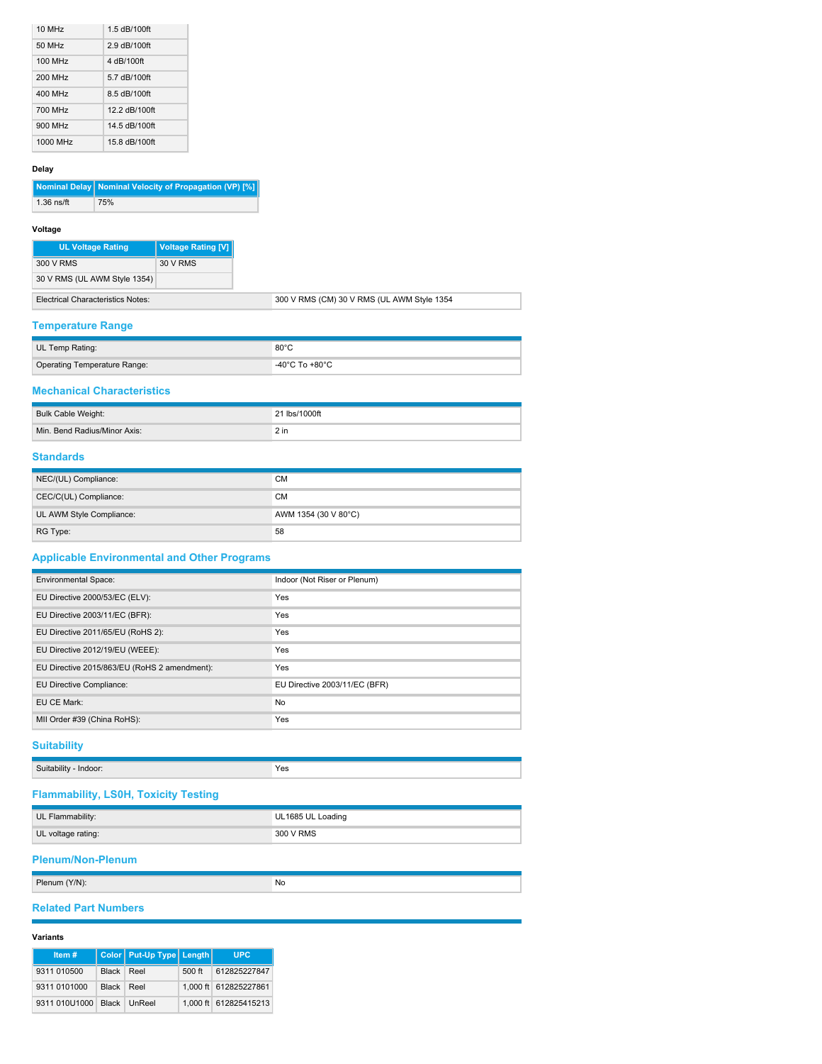| 10 MHz | 1.5 dB/100ft |
|---|---|
| 50 MHz | 2.9 dB/100ft |
| 100 MHz | 4 dB/100ft |
| 200 MHz | 5.7 dB/100ft |
| 400 MHz | 8.5 dB/100ft |
| 700 MHz | 12.2 dB/100ft |
| 900 MHz | 14.5 dB/100ft |
| 1000 MHz | 15.8 dB/100ft |

#### Delay

| Nominal Delay | Nominal Velocity of Propagation (VP) [%] |
|---|---|
| 1.36 ns/ft | 75% |

#### Voltage

| UL Voltage Rating | Voltage Rating [V] |
|---|---|
| 300 V RMS | 30 V RMS |
| 30 V RMS (UL AWM Style 1354) | |

| Electrical Characteristics Notes: | 300 V RMS (CM) 30 V RMS (UL AWM Style 1354 |
|---|---|

## Temperature Range

| UL Temp Rating: | 80°C |
|---|---|
| Operating Temperature Range: | -40°C To +80°C |

## Mechanical Characteristics

| Bulk Cable Weight: | 21 lbs/1000ft |
|---|---|
| Min. Bend Radius/Minor Axis: | 2 in |

## Standards

| NEC/(UL) Compliance: | CM |
|---|---|
| CEC/C(UL) Compliance: | CM |
| UL AWM Style Compliance: | AWM 1354 (30 V 80°C) |
| RG Type: | 58 |

## Applicable Environmental and Other Programs

| Environmental Space: | Indoor (Not Riser or Plenum) |
|---|---|
| EU Directive 2000/53/EC (ELV): | Yes |
| EU Directive 2003/11/EC (BFR): | Yes |
| EU Directive 2011/65/EU (RoHS 2): | Yes |
| EU Directive 2012/19/EU (WEEE): | Yes |
| EU Directive 2015/863/EU (RoHS 2 amendment): | Yes |
| EU Directive Compliance: | EU Directive 2003/11/EC (BFR) |
| EU CE Mark: | No |
| MII Order #39 (China RoHS): | Yes |

## Suitability

| Suitability - Indoor: | Yes |
|---|---|

## Flammability, LS0H, Toxicity Testing

| UL Flammability: | UL1685 UL Loading |
|---|---|
| UL voltage rating: | 300 V RMS |

## Plenum/Non-Plenum

| Plenum (Y/N): | No |
|---|---|

## Related Part Numbers

#### Variants

| Item # | Color | Put-Up Type | Length | UPC |
|---|---|---|---|---|
| 9311 010500 | Black | Reel | 500 ft | 612825227847 |
| 9311 0101000 | Black | Reel | 1,000 ft | 612825227861 |
| 9311 010U1000 | Black | UnReel | 1,000 ft | 612825415213 |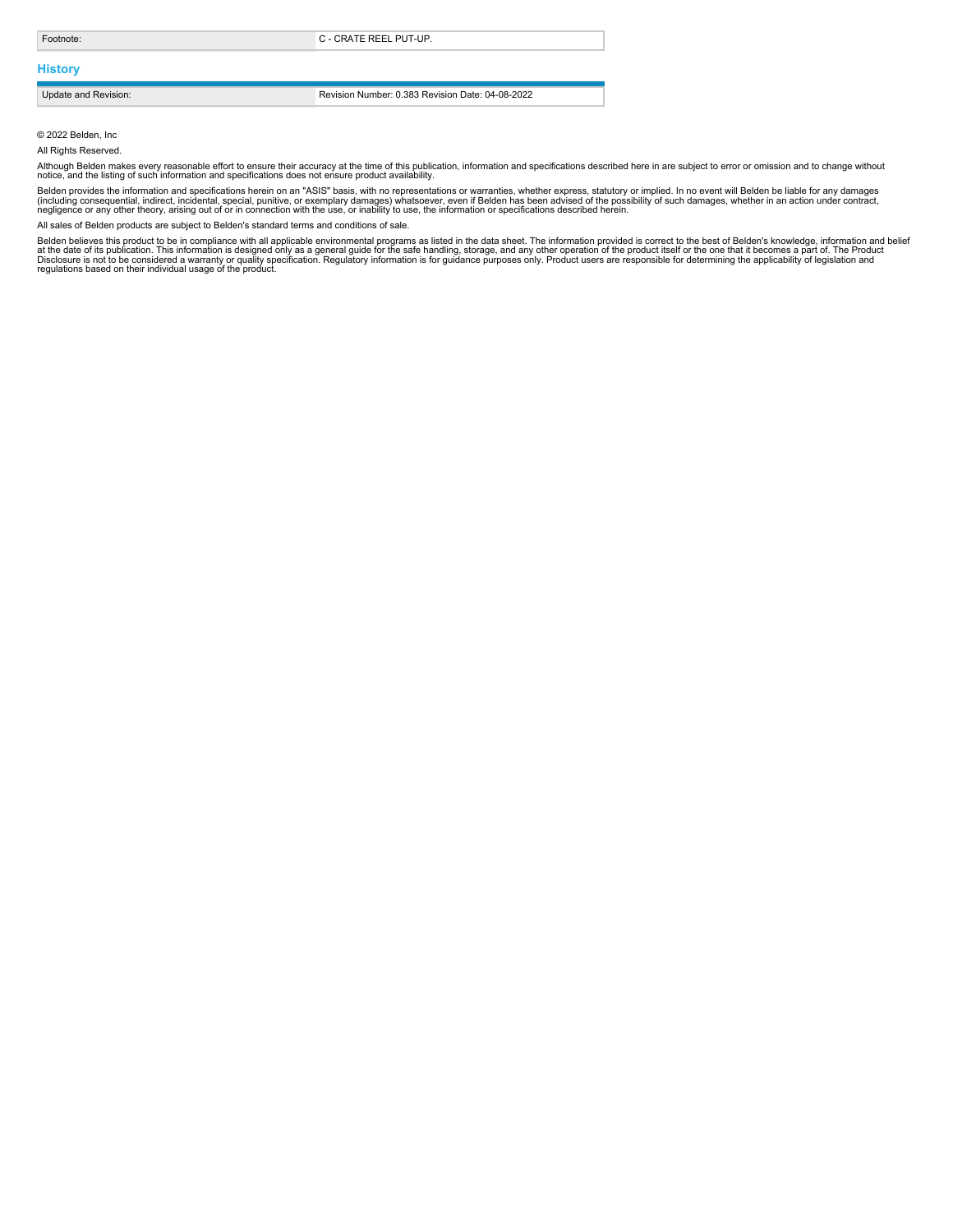| | |
|---|---|
| Footnote: | C - CRATE REEL PUT-UP. |

## History

| | |
|---|---|
| Update and Revision: | Revision Number: 0.383 Revision Date: 04-08-2022 |

© 2022 Belden, Inc

All Rights Reserved.

Although Belden makes every reasonable effort to ensure their accuracy at the time of this publication, information and specifications described here in are subject to error or omission and to change without notice, and the listing of such information and specifications does not ensure product availability.

Belden provides the information and specifications herein on an "ASIS" basis, with no representations or warranties, whether express, statutory or implied. In no event will Belden be liable for any damages (including consequential, indirect, incidental, special, punitive, or exemplary damages) whatsoever, even if Belden has been advised of the possibility of such damages, whether in an action under contract, negligence or any other theory, arising out of or in connection with the use, or inability to use, the information or specifications described herein.

All sales of Belden products are subject to Belden's standard terms and conditions of sale.

Belden believes this product to be in compliance with all applicable environmental programs as listed in the data sheet. The information provided is correct to the best of Belden's knowledge, information and belief at the date of its publication. This information is designed only as a general guide for the safe handling, storage, and any other operation of the product itself or the one that it becomes a part of. The Product Disclosure is not to be considered a warranty or quality specification. Regulatory information is for guidance purposes only. Product users are responsible for determining the applicability of legislation and regulations based on their individual usage of the product.